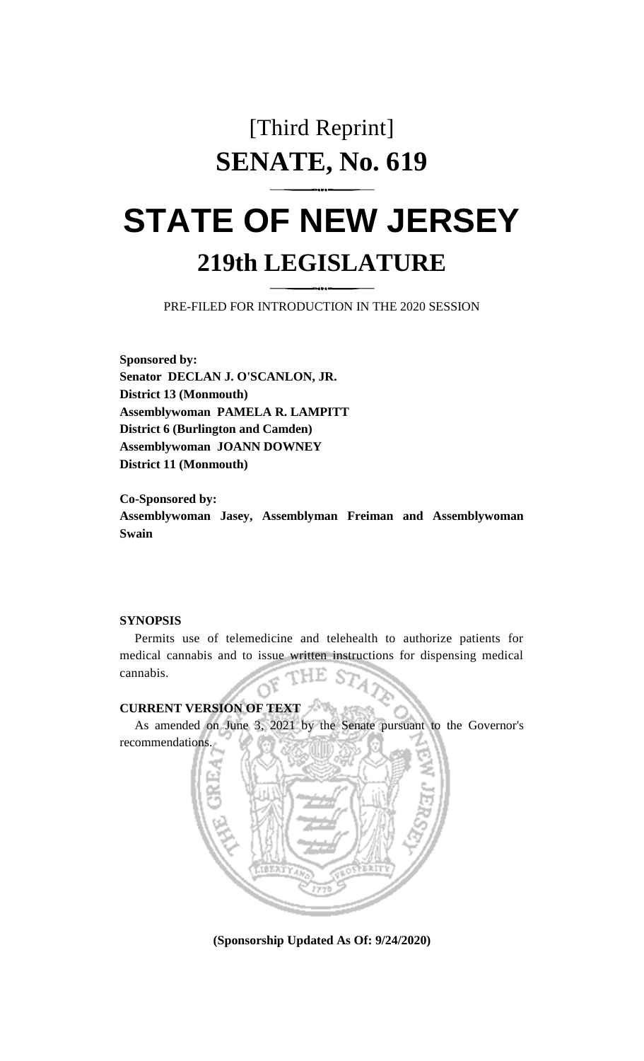[Third Reprint]

# SENATE, No. 619

# STATE OF NEW JERSEY

## 219th LEGISLATURE

PRE-FILED FOR INTRODUCTION IN THE 2020 SESSION

**Sponsored by:**
**Senator DECLAN J. O'SCANLON, JR.**
**District 13 (Monmouth)**
**Assemblywoman PAMELA R. LAMPITT**
**District 6 (Burlington and Camden)**
**Assemblywoman JOANN DOWNEY**
**District 11 (Monmouth)**

**Co-Sponsored by:**
**Assemblywoman Jasey, Assemblyman Freiman and Assemblywoman Swain**

**SYNOPSIS**

Permits use of telemedicine and telehealth to authorize patients for medical cannabis and to issue written instructions for dispensing medical cannabis.

**CURRENT VERSION OF TEXT**

As amended on June 3, 2021 by the Senate pursuant to the Governor's recommendations.

**(Sponsorship Updated As Of: 9/24/2020)**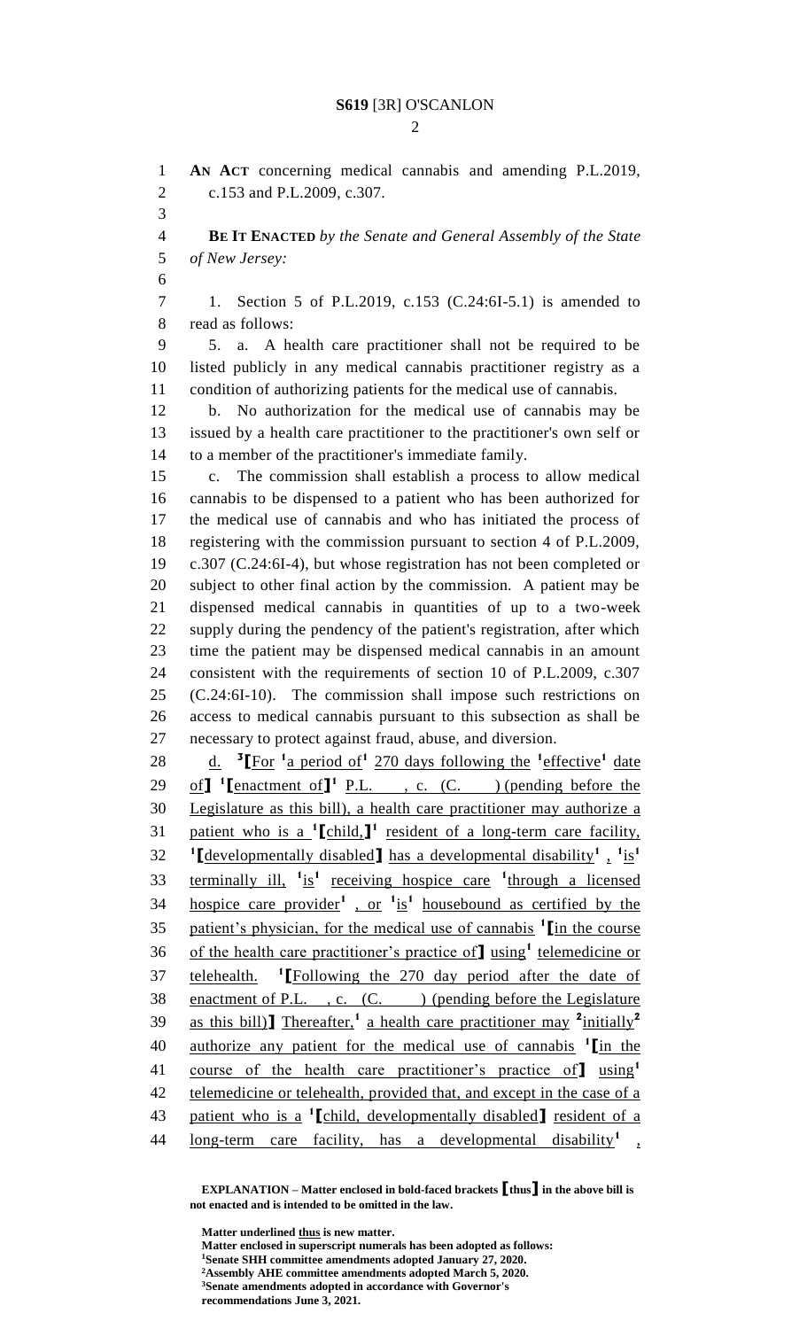**AN ACT** concerning medical cannabis and amending P.L.2019, c.153 and P.L.2009, c.307.

**BE IT ENACTED** *by the Senate and General Assembly of the State of New Jersey:*

1. Section 5 of P.L.2019, c.153 (C.24:6I-5.1) is amended to read as follows:

5. a. A health care practitioner shall not be required to be listed publicly in any medical cannabis practitioner registry as a condition of authorizing patients for the medical use of cannabis.

b. No authorization for the medical use of cannabis may be issued by a health care practitioner to the practitioner's own self or to a member of the practitioner's immediate family.

c. The commission shall establish a process to allow medical cannabis to be dispensed to a patient who has been authorized for the medical use of cannabis and who has initiated the process of registering with the commission pursuant to section 4 of P.L.2009, c.307 (C.24:6I-4), but whose registration has not been completed or subject to other final action by the commission. A patient may be dispensed medical cannabis in quantities of up to a two-week supply during the pendency of the patient's registration, after which time the patient may be dispensed medical cannabis in an amount consistent with the requirements of section 10 of P.L.2009, c.307 (C.24:6I-10). The commission shall impose such restrictions on access to medical cannabis pursuant to this subsection as shall be necessary to protect against fraud, abuse, and diversion.

d. [3]**[**For [1]a period of[1] 270 days following the [1]effective[1] date of**]** [1]**[**enactment of**]**[1] P.L. , c. (C. ) (pending before the Legislature as this bill), a health care practitioner may authorize a patient who is a [1]**[**child,**]**[1] resident of a long-term care facility, [1]**[**developmentally disabled**]** has a developmental disability[1] , [1]is[1] terminally ill, [1]is[1] receiving hospice care [1]through a licensed hospice care provider[1] , or [1]is[1] housebound as certified by the patient's physician, for the medical use of cannabis [1]**[**in the course of the health care practitioner's practice of**]** using[1] telemedicine or telehealth. [1]**[**Following the 270 day period after the date of enactment of P.L. , c. (C. ) (pending before the Legislature as this bill)**]** Thereafter,[1] a health care practitioner may [2]initially[2] authorize any patient for the medical use of cannabis [1]**[**in the course of the health care practitioner's practice of**]** using[1] telemedicine or telehealth, provided that, and except in the case of a patient who is a [1]**[**child, developmentally disabled**]** resident of a long-term care facility, has a developmental disability[1] ,

**EXPLANATION – Matter enclosed in bold-faced brackets [thus] in the above bill is not enacted and is intended to be omitted in the law.**

**Matter underlined thus is new matter.**
**Matter enclosed in superscript numerals has been adopted as follows:**
**[1]Senate SHH committee amendments adopted January 27, 2020.**
**[2]Assembly AHE committee amendments adopted March 5, 2020.**
**[3]Senate amendments adopted in accordance with Governor's recommendations June 3, 2021.**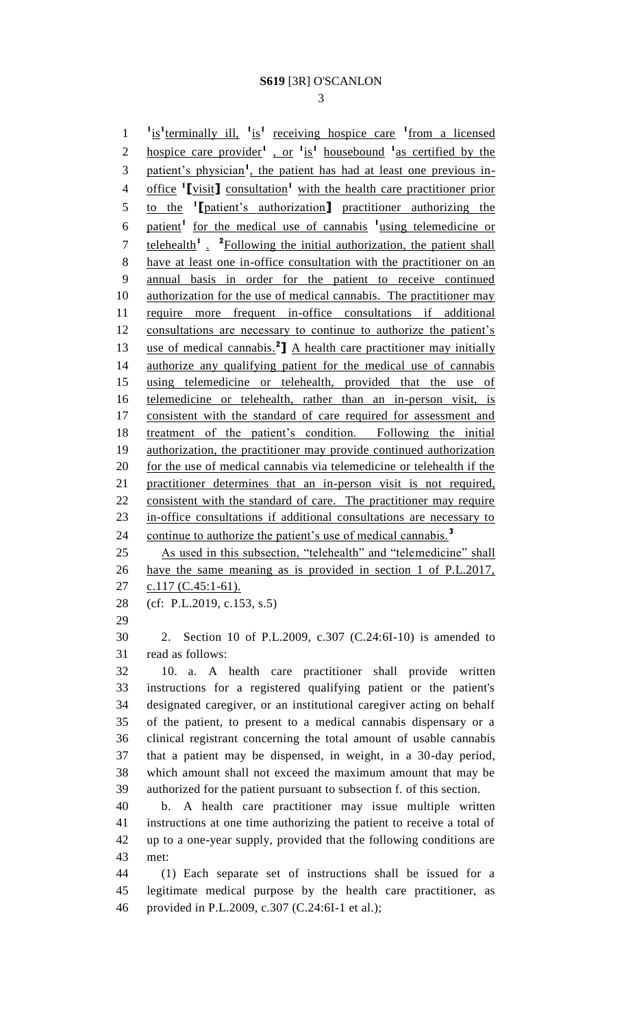[1]is[1] terminally ill, [1]is[1] receiving hospice care [1]from a licensed hospice care provider[1] , or [1]is[1] housebound [1]as certified by the patient's physician[1], the patient has had at least one previous in-office [1]【visit】 consultation[1] with the health care practitioner prior to the [1]【patient's authorization】 practitioner authorizing the patient[1] for the medical use of cannabis [1]using telemedicine or telehealth[1] . [2]Following the initial authorization, the patient shall have at least one in-office consultation with the practitioner on an annual basis in order for the patient to receive continued authorization for the use of medical cannabis. The practitioner may require more frequent in-office consultations if additional consultations are necessary to continue to authorize the patient's use of medical cannabis.[2]】 A health care practitioner may initially authorize any qualifying patient for the medical use of cannabis using telemedicine or telehealth, provided that the use of telemedicine or telehealth, rather than an in-person visit, is consistent with the standard of care required for assessment and treatment of the patient's condition. Following the initial authorization, the practitioner may provide continued authorization for the use of medical cannabis via telemedicine or telehealth if the practitioner determines that an in-person visit is not required, consistent with the standard of care. The practitioner may require in-office consultations if additional consultations are necessary to continue to authorize the patient's use of medical cannabis.[3]

As used in this subsection, "telehealth" and "telemedicine" shall have the same meaning as is provided in section 1 of P.L.2017, c.117 (C.45:1-61).

(cf: P.L.2019, c.153, s.5)

2. Section 10 of P.L.2009, c.307 (C.24:6I-10) is amended to read as follows:

10. a. A health care practitioner shall provide written instructions for a registered qualifying patient or the patient's designated caregiver, or an institutional caregiver acting on behalf of the patient, to present to a medical cannabis dispensary or a clinical registrant concerning the total amount of usable cannabis that a patient may be dispensed, in weight, in a 30-day period, which amount shall not exceed the maximum amount that may be authorized for the patient pursuant to subsection f. of this section.

b. A health care practitioner may issue multiple written instructions at one time authorizing the patient to receive a total of up to a one-year supply, provided that the following conditions are met:

(1) Each separate set of instructions shall be issued for a legitimate medical purpose by the health care practitioner, as provided in P.L.2009, c.307 (C.24:6I-1 et al.);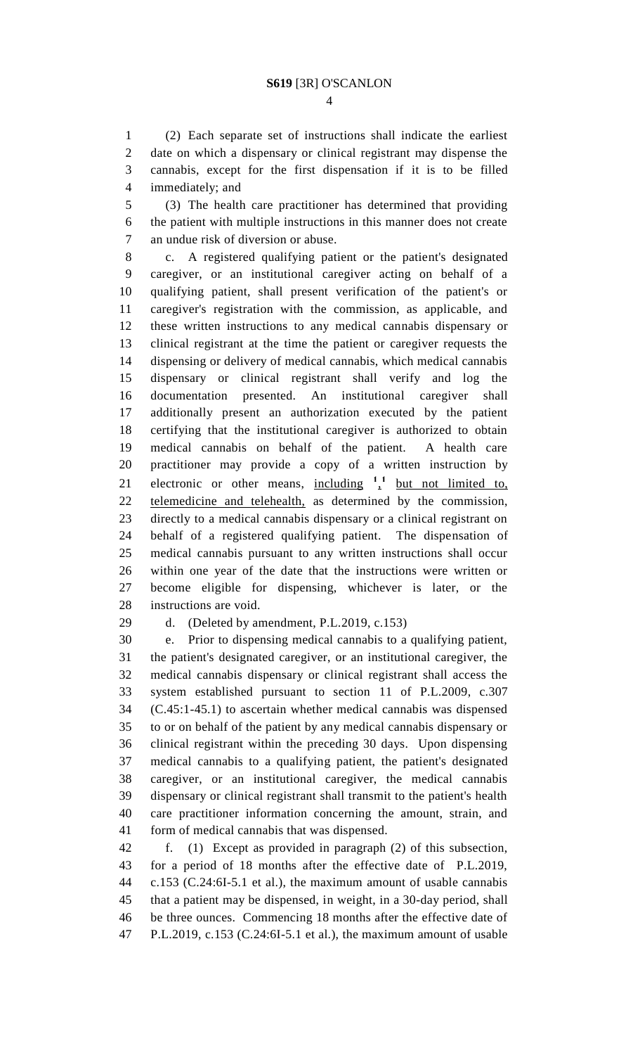(2) Each separate set of instructions shall indicate the earliest date on which a dispensary or clinical registrant may dispense the cannabis, except for the first dispensation if it is to be filled immediately; and

(3) The health care practitioner has determined that providing the patient with multiple instructions in this manner does not create an undue risk of diversion or abuse.

c. A registered qualifying patient or the patient's designated caregiver, or an institutional caregiver acting on behalf of a qualifying patient, shall present verification of the patient's or caregiver's registration with the commission, as applicable, and these written instructions to any medical cannabis dispensary or clinical registrant at the time the patient or caregiver requests the dispensing or delivery of medical cannabis, which medical cannabis dispensary or clinical registrant shall verify and log the documentation presented. An institutional caregiver shall additionally present an authorization executed by the patient certifying that the institutional caregiver is authorized to obtain medical cannabis on behalf of the patient. A health care practitioner may provide a copy of a written instruction by electronic or other means, including [1],[1] but not limited to, telemedicine and telehealth, as determined by the commission, directly to a medical cannabis dispensary or a clinical registrant on behalf of a registered qualifying patient. The dispensation of medical cannabis pursuant to any written instructions shall occur within one year of the date that the instructions were written or become eligible for dispensing, whichever is later, or the instructions are void.

d. (Deleted by amendment, P.L.2019, c.153)

e. Prior to dispensing medical cannabis to a qualifying patient, the patient's designated caregiver, or an institutional caregiver, the medical cannabis dispensary or clinical registrant shall access the system established pursuant to section 11 of P.L.2009, c.307 (C.45:1-45.1) to ascertain whether medical cannabis was dispensed to or on behalf of the patient by any medical cannabis dispensary or clinical registrant within the preceding 30 days. Upon dispensing medical cannabis to a qualifying patient, the patient's designated caregiver, or an institutional caregiver, the medical cannabis dispensary or clinical registrant shall transmit to the patient's health care practitioner information concerning the amount, strain, and form of medical cannabis that was dispensed.

f. (1) Except as provided in paragraph (2) of this subsection, for a period of 18 months after the effective date of P.L.2019, c.153 (C.24:6I-5.1 et al.), the maximum amount of usable cannabis that a patient may be dispensed, in weight, in a 30-day period, shall be three ounces. Commencing 18 months after the effective date of P.L.2019, c.153 (C.24:6I-5.1 et al.), the maximum amount of usable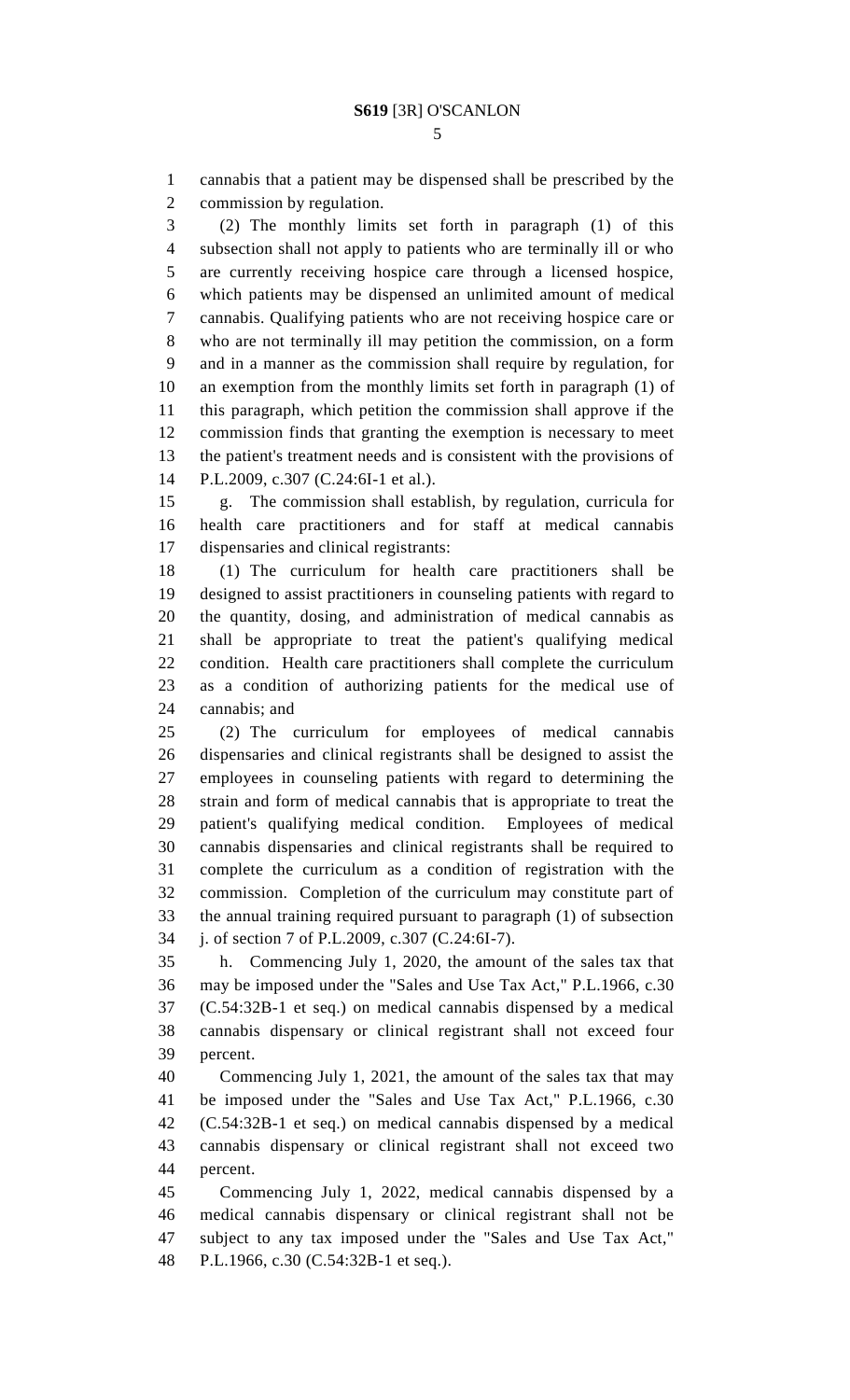cannabis that a patient may be dispensed shall be prescribed by the commission by regulation.

(2) The monthly limits set forth in paragraph (1) of this subsection shall not apply to patients who are terminally ill or who are currently receiving hospice care through a licensed hospice, which patients may be dispensed an unlimited amount of medical cannabis. Qualifying patients who are not receiving hospice care or who are not terminally ill may petition the commission, on a form and in a manner as the commission shall require by regulation, for an exemption from the monthly limits set forth in paragraph (1) of this paragraph, which petition the commission shall approve if the commission finds that granting the exemption is necessary to meet the patient's treatment needs and is consistent with the provisions of P.L.2009, c.307 (C.24:6I-1 et al.).

g. The commission shall establish, by regulation, curricula for health care practitioners and for staff at medical cannabis dispensaries and clinical registrants:

(1) The curriculum for health care practitioners shall be designed to assist practitioners in counseling patients with regard to the quantity, dosing, and administration of medical cannabis as shall be appropriate to treat the patient's qualifying medical condition. Health care practitioners shall complete the curriculum as a condition of authorizing patients for the medical use of cannabis; and

(2) The curriculum for employees of medical cannabis dispensaries and clinical registrants shall be designed to assist the employees in counseling patients with regard to determining the strain and form of medical cannabis that is appropriate to treat the patient's qualifying medical condition. Employees of medical cannabis dispensaries and clinical registrants shall be required to complete the curriculum as a condition of registration with the commission. Completion of the curriculum may constitute part of the annual training required pursuant to paragraph (1) of subsection j. of section 7 of P.L.2009, c.307 (C.24:6I-7).

h. Commencing July 1, 2020, the amount of the sales tax that may be imposed under the "Sales and Use Tax Act," P.L.1966, c.30 (C.54:32B-1 et seq.) on medical cannabis dispensed by a medical cannabis dispensary or clinical registrant shall not exceed four percent.

Commencing July 1, 2021, the amount of the sales tax that may be imposed under the "Sales and Use Tax Act," P.L.1966, c.30 (C.54:32B-1 et seq.) on medical cannabis dispensed by a medical cannabis dispensary or clinical registrant shall not exceed two percent.

Commencing July 1, 2022, medical cannabis dispensed by a medical cannabis dispensary or clinical registrant shall not be subject to any tax imposed under the "Sales and Use Tax Act," P.L.1966, c.30 (C.54:32B-1 et seq.).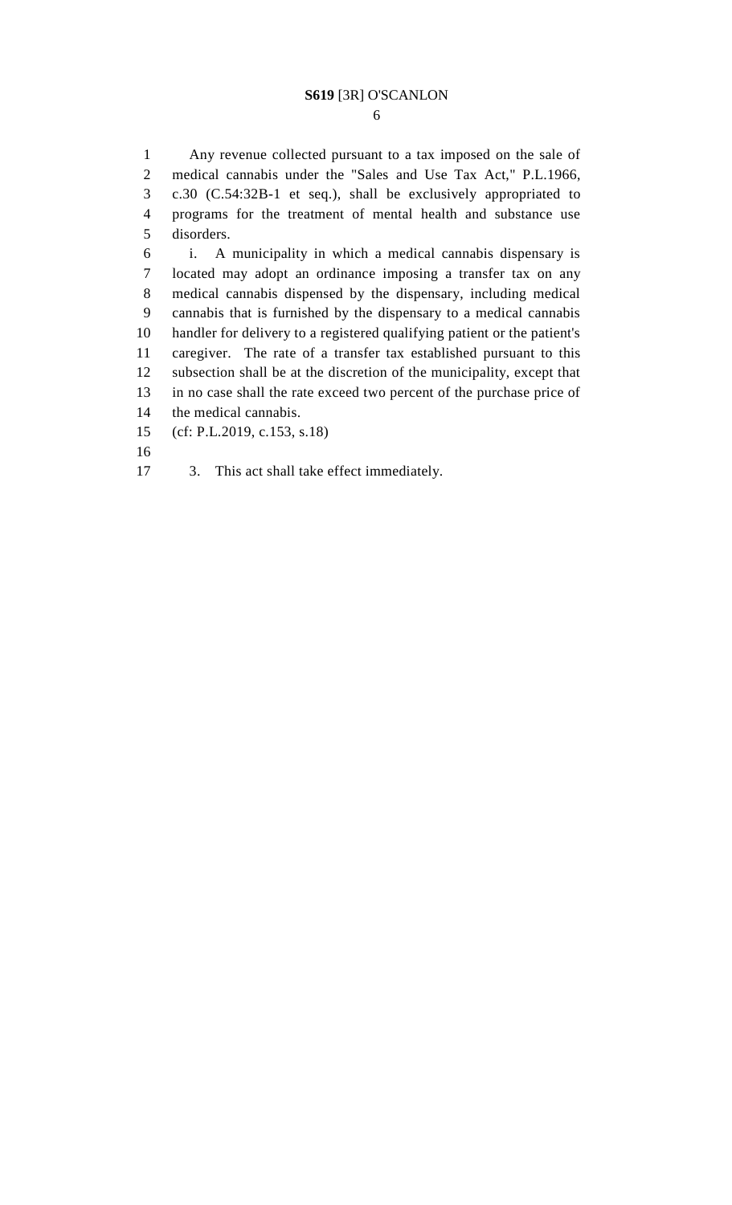Any revenue collected pursuant to a tax imposed on the sale of medical cannabis under the "Sales and Use Tax Act," P.L.1966, c.30 (C.54:32B-1 et seq.), shall be exclusively appropriated to programs for the treatment of mental health and substance use disorders.

i. A municipality in which a medical cannabis dispensary is located may adopt an ordinance imposing a transfer tax on any medical cannabis dispensed by the dispensary, including medical cannabis that is furnished by the dispensary to a medical cannabis handler for delivery to a registered qualifying patient or the patient's caregiver. The rate of a transfer tax established pursuant to this subsection shall be at the discretion of the municipality, except that in no case shall the rate exceed two percent of the purchase price of the medical cannabis.

(cf: P.L.2019, c.153, s.18)

3. This act shall take effect immediately.